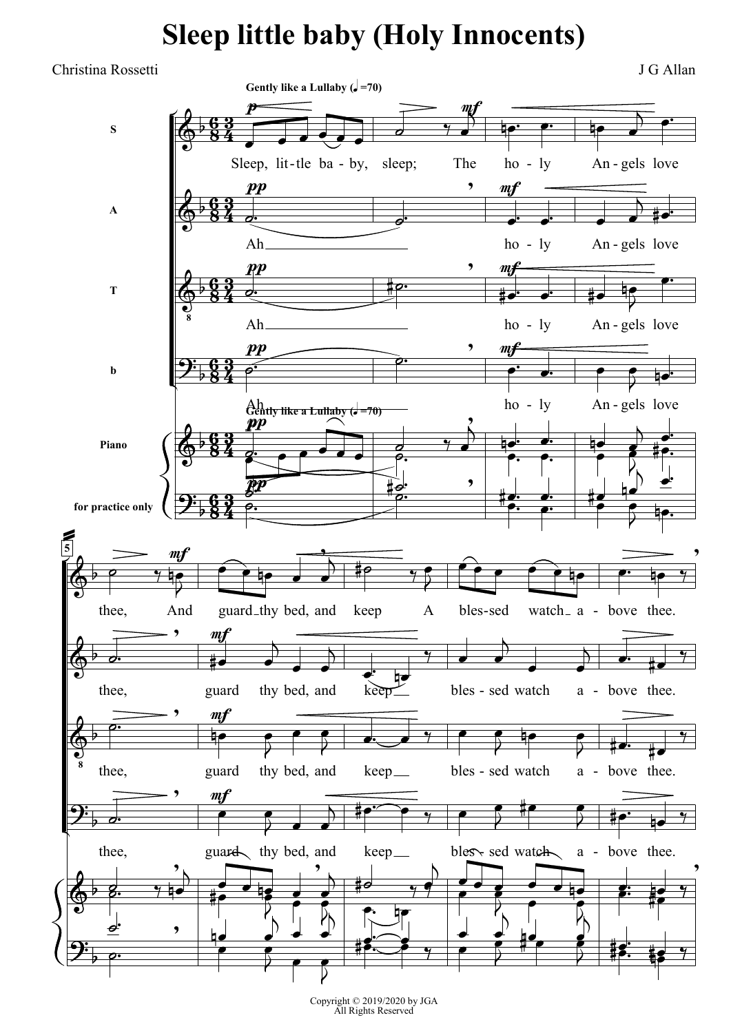# Sleep little baby (Holy Innocents)

Christina Rossetti

J G Allan

Copyright © 2019/2020 by JGA
All Rights Reserved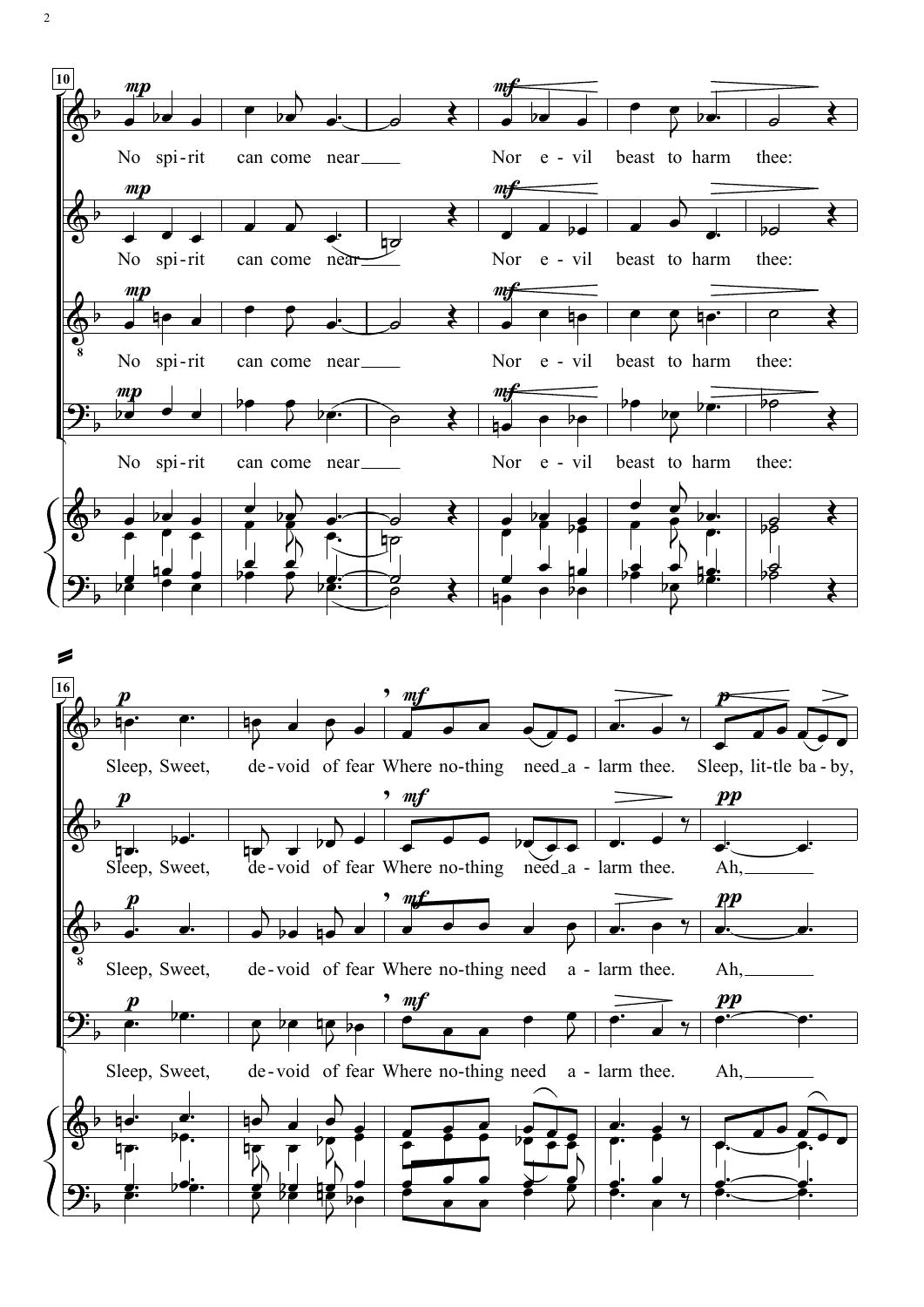10

No spi-rit can come near___ Nor e-vil beast to harm thee:

No spi-rit can come near___ Nor e-vil beast to harm thee:

No spi-rit can come near___ Nor e-vil beast to harm thee:

No spi-rit can come near___ Nor e-vil beast to harm thee:

16

Sleep, Sweet, de-void of fear Where no-thing need_a-larm thee. Sleep, lit-tle ba-by,

Sleep, Sweet, de-void of fear Where no-thing need_a-larm thee. Ah,___

Sleep, Sweet, de-void of fear Where no-thing need a-larm thee. Ah,___

Sleep, Sweet, de-void of fear Where no-thing need a-larm thee. Ah,___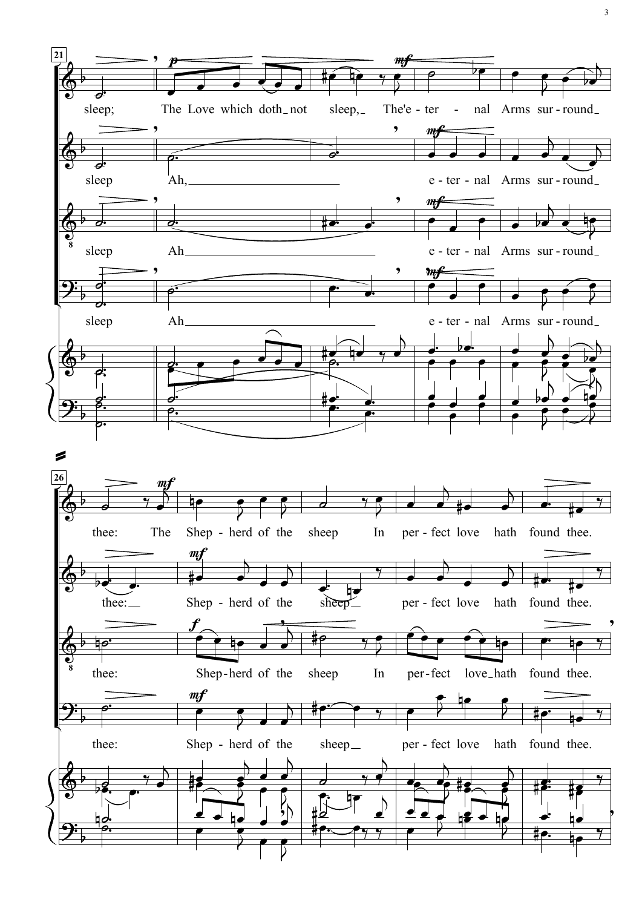**21**

sleep; The Love which doth not sleep, The e - ter - nal Arms sur - round

sleep Ah, e - ter - nal Arms sur - round

sleep Ah e - ter - nal Arms sur - round

sleep Ah e - ter - nal Arms sur - round

**26**

thee: The Shep - herd of the sheep In per - fect love hath found thee.

thee: Shep - herd of the sheep per - fect love hath found thee.

thee: Shep-herd of the sheep In per-fect love hath found thee.

thee: Shep - herd of the sheep per - fect love hath found thee.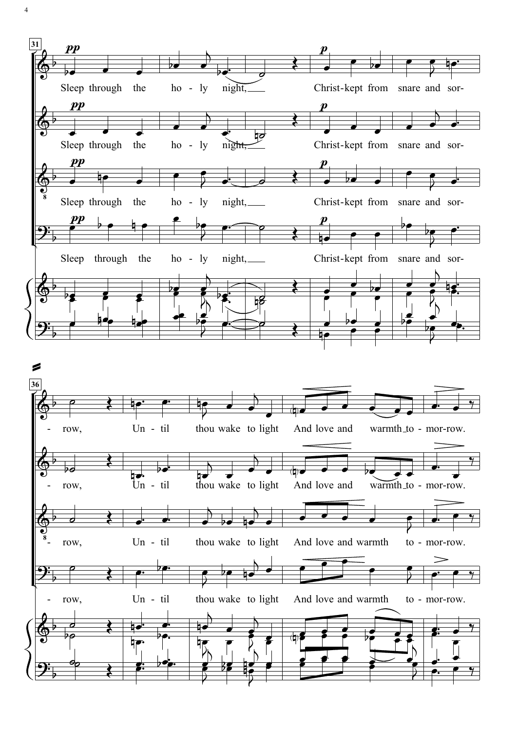31

*pp*

Sleep through the ho - ly night,

*p*

Christ-kept from snare and sor-

Sleep through the ho - ly night,

Christ-kept from snare and sor-

Sleep through the ho - ly night,

Christ-kept from snare and sor-

Sleep through the ho - ly night,

Christ-kept from snare and sor-

36

- row, Un - til thou wake to light And love and warmth to - mor-row.

- row, Un - til thou wake to light And love and warmth to - mor-row.

- row, Un - til thou wake to light And love and warmth to - mor-row.

- row, Un - til thou wake to light And love and warmth to - mor-row.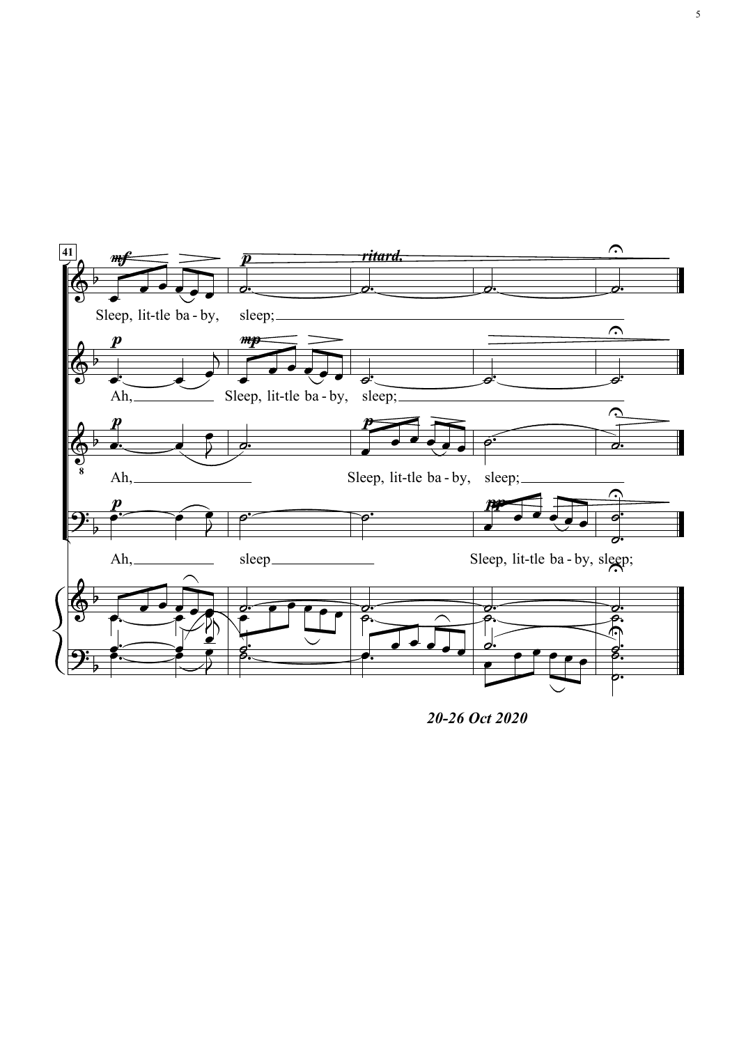20-26 Oct 2020